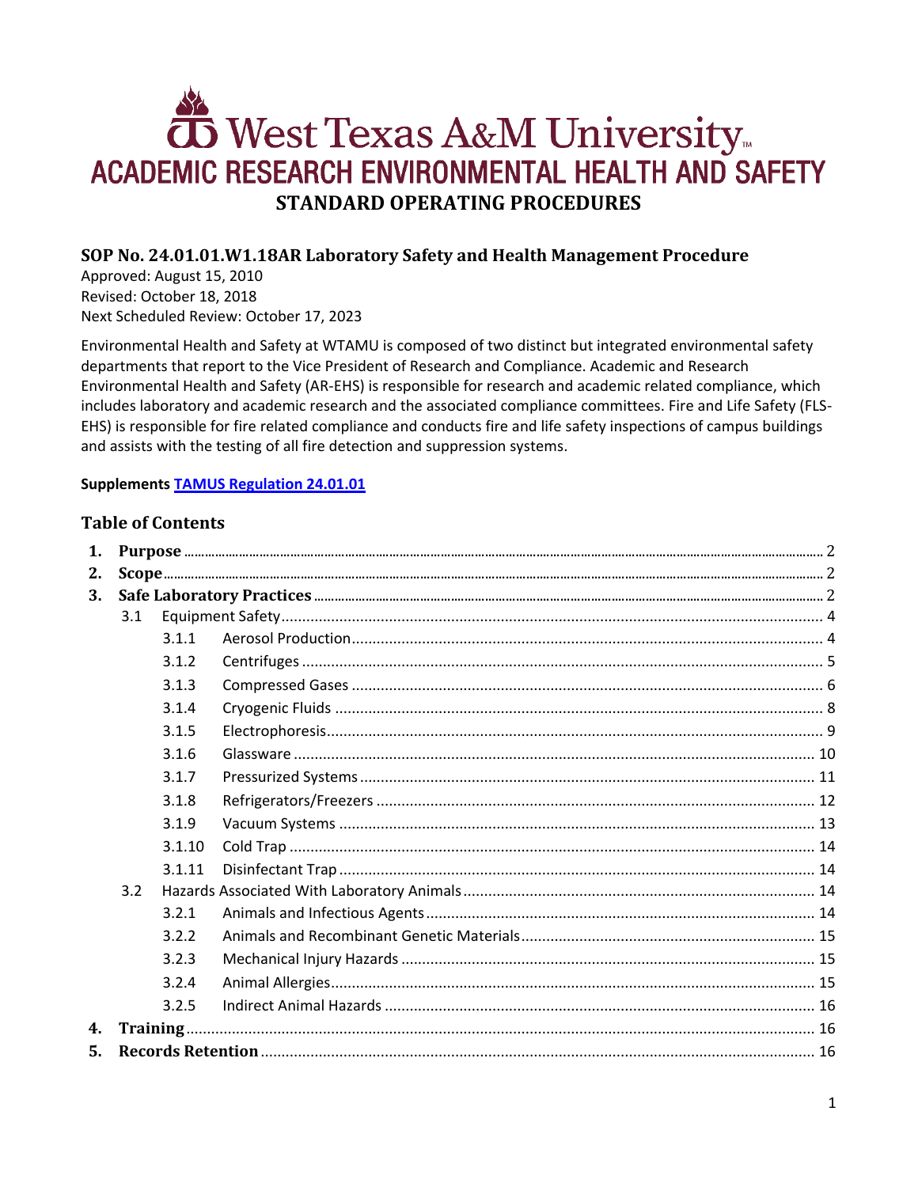# West Texas A&M University

## ACADEMIC RESEARCH ENVIRONMENTAL HEALTH AND SAFETY

## STANDARD OPERATING PROCEDURES

### SOP No. 24.01.01.W1.18AR Laboratory Safety and Health Management Procedure

Approved: August 15, 2010
Revised: October 18, 2018
Next Scheduled Review: October 17, 2023

Environmental Health and Safety at WTAMU is composed of two distinct but integrated environmental safety departments that report to the Vice President of Research and Compliance. Academic and Research Environmental Health and Safety (AR-EHS) is responsible for research and academic related compliance, which includes laboratory and academic research and the associated compliance committees. Fire and Life Safety (FLS-EHS) is responsible for fire related compliance and conducts fire and life safety inspections of campus buildings and assists with the testing of all fire detection and suppression systems.

**Supplements TAMUS Regulation 24.01.01**

### Table of Contents

1. **Purpose** ..... 2
2. **Scope** ..... 2
3. **Safe Laboratory Practices** ..... 2
   - 3.1 Equipment Safety ..... 4
     - 3.1.1 Aerosol Production ..... 4
     - 3.1.2 Centrifuges ..... 5
     - 3.1.3 Compressed Gases ..... 6
     - 3.1.4 Cryogenic Fluids ..... 8
     - 3.1.5 Electrophoresis ..... 9
     - 3.1.6 Glassware ..... 10
     - 3.1.7 Pressurized Systems ..... 11
     - 3.1.8 Refrigerators/Freezers ..... 12
     - 3.1.9 Vacuum Systems ..... 13
     - 3.1.10 Cold Trap ..... 14
     - 3.1.11 Disinfectant Trap ..... 14
   - 3.2 Hazards Associated With Laboratory Animals ..... 14
     - 3.2.1 Animals and Infectious Agents ..... 14
     - 3.2.2 Animals and Recombinant Genetic Materials ..... 15
     - 3.2.3 Mechanical Injury Hazards ..... 15
     - 3.2.4 Animal Allergies ..... 15
     - 3.2.5 Indirect Animal Hazards ..... 16
4. **Training** ..... 16
5. **Records Retention** ..... 16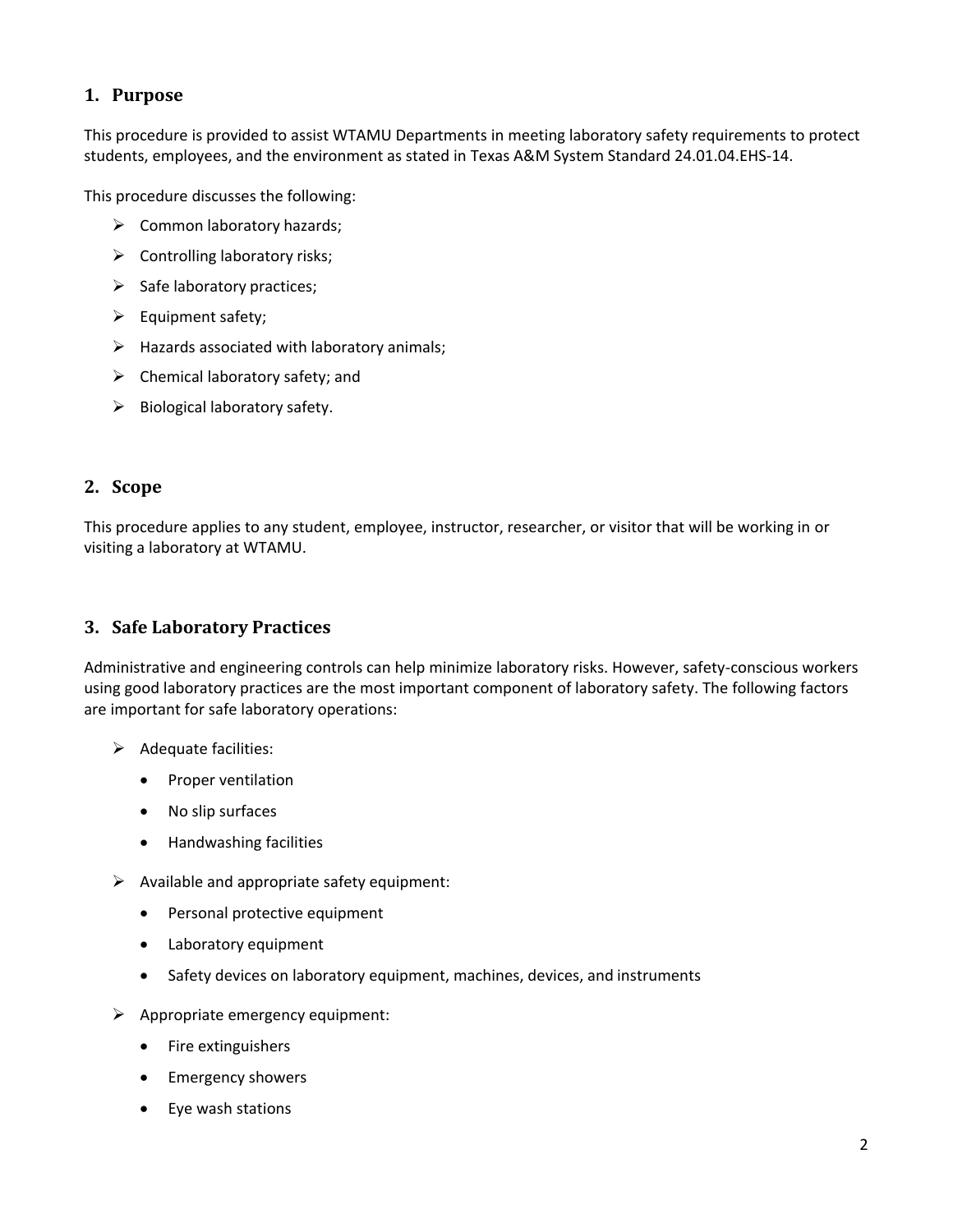## 1. Purpose

This procedure is provided to assist WTAMU Departments in meeting laboratory safety requirements to protect students, employees, and the environment as stated in Texas A&M System Standard 24.01.04.EHS-14.

This procedure discusses the following:

- Common laboratory hazards;
- Controlling laboratory risks;
- Safe laboratory practices;
- Equipment safety;
- Hazards associated with laboratory animals;
- Chemical laboratory safety; and
- Biological laboratory safety.

## 2. Scope

This procedure applies to any student, employee, instructor, researcher, or visitor that will be working in or visiting a laboratory at WTAMU.

## 3. Safe Laboratory Practices

Administrative and engineering controls can help minimize laboratory risks. However, safety-conscious workers using good laboratory practices are the most important component of laboratory safety. The following factors are important for safe laboratory operations:

- Adequate facilities:
  - Proper ventilation
  - No slip surfaces
  - Handwashing facilities
- Available and appropriate safety equipment:
  - Personal protective equipment
  - Laboratory equipment
  - Safety devices on laboratory equipment, machines, devices, and instruments
- Appropriate emergency equipment:
  - Fire extinguishers
  - Emergency showers
  - Eye wash stations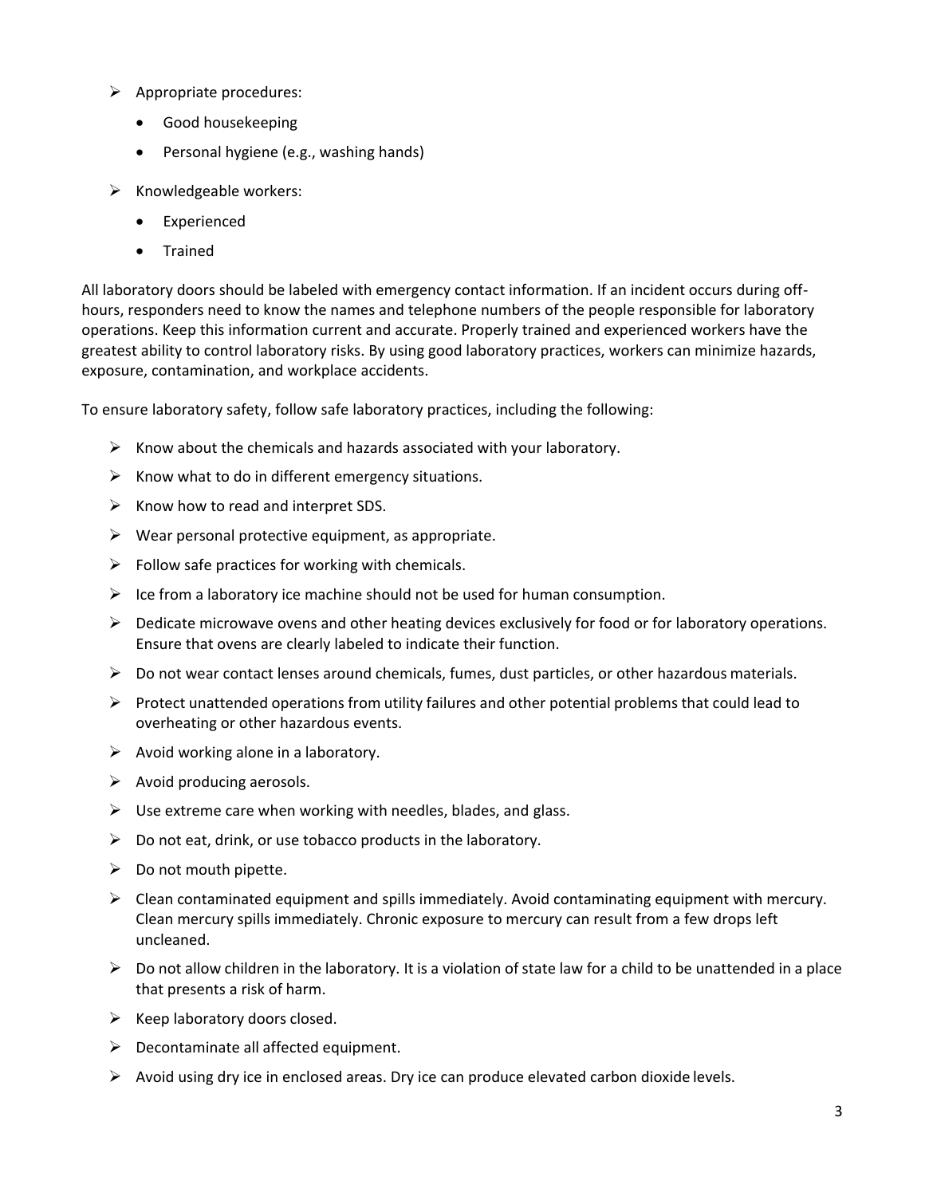- Appropriate procedures:
  - Good housekeeping
  - Personal hygiene (e.g., washing hands)
- Knowledgeable workers:
  - Experienced
  - Trained

All laboratory doors should be labeled with emergency contact information. If an incident occurs during off-hours, responders need to know the names and telephone numbers of the people responsible for laboratory operations. Keep this information current and accurate. Properly trained and experienced workers have the greatest ability to control laboratory risks. By using good laboratory practices, workers can minimize hazards, exposure, contamination, and workplace accidents.

To ensure laboratory safety, follow safe laboratory practices, including the following:

- Know about the chemicals and hazards associated with your laboratory.
- Know what to do in different emergency situations.
- Know how to read and interpret SDS.
- Wear personal protective equipment, as appropriate.
- Follow safe practices for working with chemicals.
- Ice from a laboratory ice machine should not be used for human consumption.
- Dedicate microwave ovens and other heating devices exclusively for food or for laboratory operations. Ensure that ovens are clearly labeled to indicate their function.
- Do not wear contact lenses around chemicals, fumes, dust particles, or other hazardous materials.
- Protect unattended operations from utility failures and other potential problems that could lead to overheating or other hazardous events.
- Avoid working alone in a laboratory.
- Avoid producing aerosols.
- Use extreme care when working with needles, blades, and glass.
- Do not eat, drink, or use tobacco products in the laboratory.
- Do not mouth pipette.
- Clean contaminated equipment and spills immediately. Avoid contaminating equipment with mercury. Clean mercury spills immediately. Chronic exposure to mercury can result from a few drops left uncleaned.
- Do not allow children in the laboratory. It is a violation of state law for a child to be unattended in a place that presents a risk of harm.
- Keep laboratory doors closed.
- Decontaminate all affected equipment.
- Avoid using dry ice in enclosed areas. Dry ice can produce elevated carbon dioxide levels.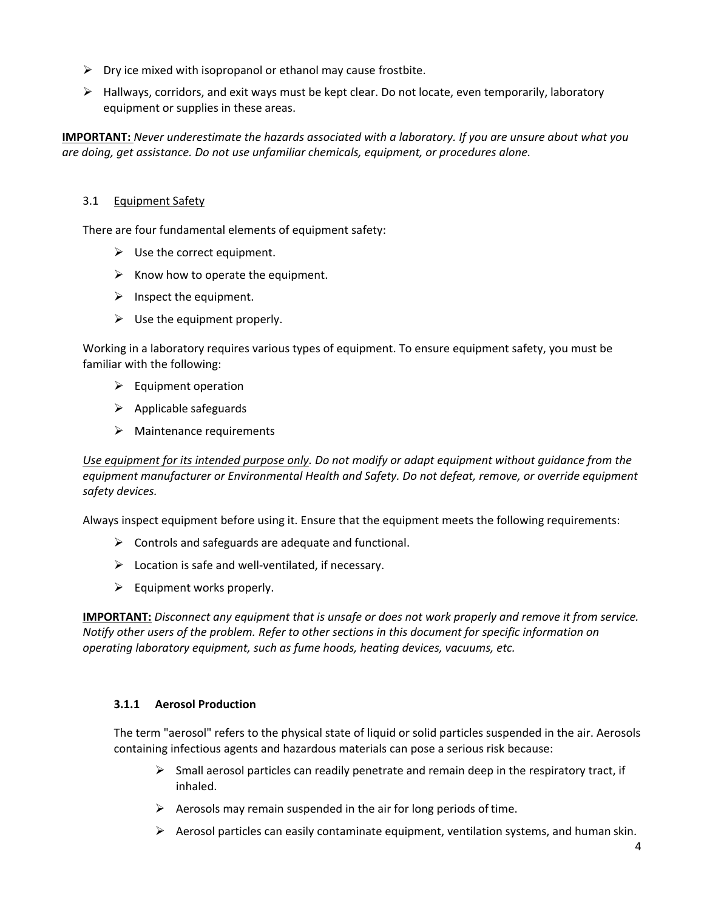- Dry ice mixed with isopropanol or ethanol may cause frostbite.
- Hallways, corridors, and exit ways must be kept clear. Do not locate, even temporarily, laboratory equipment or supplies in these areas.

**IMPORTANT:** *Never underestimate the hazards associated with a laboratory. If you are unsure about what you are doing, get assistance. Do not use unfamiliar chemicals, equipment, or procedures alone.*

## 3.1 Equipment Safety

There are four fundamental elements of equipment safety:

- Use the correct equipment.
- Know how to operate the equipment.
- Inspect the equipment.
- Use the equipment properly.

Working in a laboratory requires various types of equipment. To ensure equipment safety, you must be familiar with the following:

- Equipment operation
- Applicable safeguards
- Maintenance requirements

*Use equipment for its intended purpose only. Do not modify or adapt equipment without guidance from the equipment manufacturer or Environmental Health and Safety. Do not defeat, remove, or override equipment safety devices.*

Always inspect equipment before using it. Ensure that the equipment meets the following requirements:

- Controls and safeguards are adequate and functional.
- Location is safe and well-ventilated, if necessary.
- Equipment works properly.

**IMPORTANT:** *Disconnect any equipment that is unsafe or does not work properly and remove it from service. Notify other users of the problem. Refer to other sections in this document for specific information on operating laboratory equipment, such as fume hoods, heating devices, vacuums, etc.*

### 3.1.1 Aerosol Production

The term "aerosol" refers to the physical state of liquid or solid particles suspended in the air. Aerosols containing infectious agents and hazardous materials can pose a serious risk because:

- Small aerosol particles can readily penetrate and remain deep in the respiratory tract, if inhaled.
- Aerosols may remain suspended in the air for long periods of time.
- Aerosol particles can easily contaminate equipment, ventilation systems, and human skin.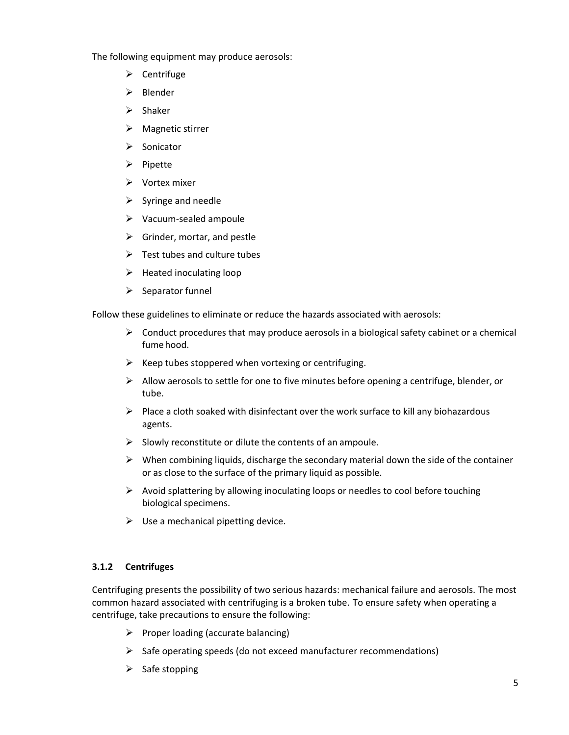The following equipment may produce aerosols:

- Centrifuge
- Blender
- Shaker
- Magnetic stirrer
- Sonicator
- Pipette
- Vortex mixer
- Syringe and needle
- Vacuum-sealed ampoule
- Grinder, mortar, and pestle
- Test tubes and culture tubes
- Heated inoculating loop
- Separator funnel

Follow these guidelines to eliminate or reduce the hazards associated with aerosols:

- Conduct procedures that may produce aerosols in a biological safety cabinet or a chemical fume hood.
- Keep tubes stoppered when vortexing or centrifuging.
- Allow aerosols to settle for one to five minutes before opening a centrifuge, blender, or tube.
- Place a cloth soaked with disinfectant over the work surface to kill any biohazardous agents.
- Slowly reconstitute or dilute the contents of an ampoule.
- When combining liquids, discharge the secondary material down the side of the container or as close to the surface of the primary liquid as possible.
- Avoid splattering by allowing inoculating loops or needles to cool before touching biological specimens.
- Use a mechanical pipetting device.

### 3.1.2 Centrifuges

Centrifuging presents the possibility of two serious hazards: mechanical failure and aerosols. The most common hazard associated with centrifuging is a broken tube. To ensure safety when operating a centrifuge, take precautions to ensure the following:

- Proper loading (accurate balancing)
- Safe operating speeds (do not exceed manufacturer recommendations)
- Safe stopping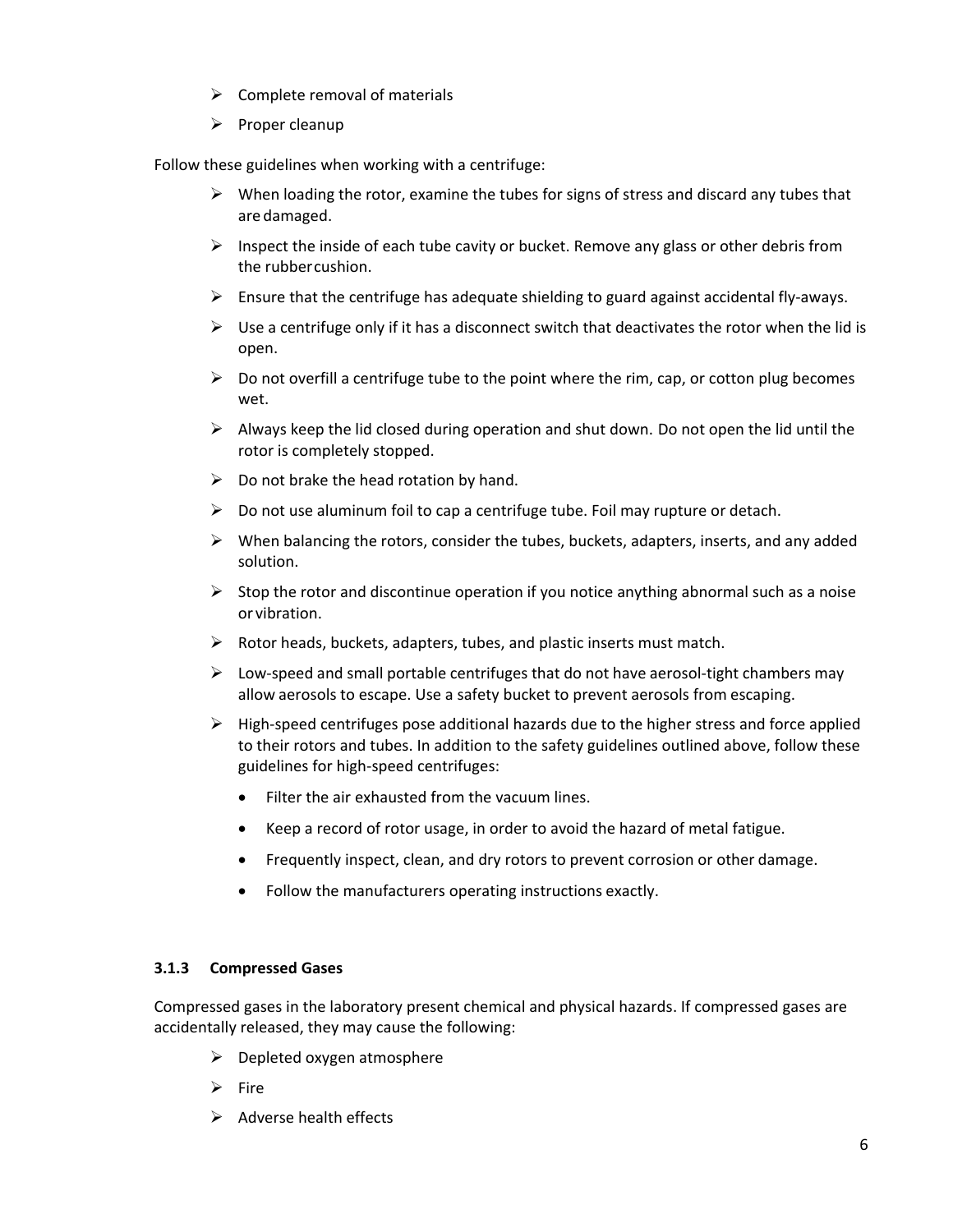- Complete removal of materials
- Proper cleanup

Follow these guidelines when working with a centrifuge:

- When loading the rotor, examine the tubes for signs of stress and discard any tubes that are damaged.
- Inspect the inside of each tube cavity or bucket. Remove any glass or other debris from the rubber cushion.
- Ensure that the centrifuge has adequate shielding to guard against accidental fly-aways.
- Use a centrifuge only if it has a disconnect switch that deactivates the rotor when the lid is open.
- Do not overfill a centrifuge tube to the point where the rim, cap, or cotton plug becomes wet.
- Always keep the lid closed during operation and shut down. Do not open the lid until the rotor is completely stopped.
- Do not brake the head rotation by hand.
- Do not use aluminum foil to cap a centrifuge tube. Foil may rupture or detach.
- When balancing the rotors, consider the tubes, buckets, adapters, inserts, and any added solution.
- Stop the rotor and discontinue operation if you notice anything abnormal such as a noise or vibration.
- Rotor heads, buckets, adapters, tubes, and plastic inserts must match.
- Low-speed and small portable centrifuges that do not have aerosol-tight chambers may allow aerosols to escape. Use a safety bucket to prevent aerosols from escaping.
- High-speed centrifuges pose additional hazards due to the higher stress and force applied to their rotors and tubes. In addition to the safety guidelines outlined above, follow these guidelines for high-speed centrifuges:
  - Filter the air exhausted from the vacuum lines.
  - Keep a record of rotor usage, in order to avoid the hazard of metal fatigue.
  - Frequently inspect, clean, and dry rotors to prevent corrosion or other damage.
  - Follow the manufacturers operating instructions exactly.

### 3.1.3 Compressed Gases

Compressed gases in the laboratory present chemical and physical hazards. If compressed gases are accidentally released, they may cause the following:

- Depleted oxygen atmosphere
- Fire
- Adverse health effects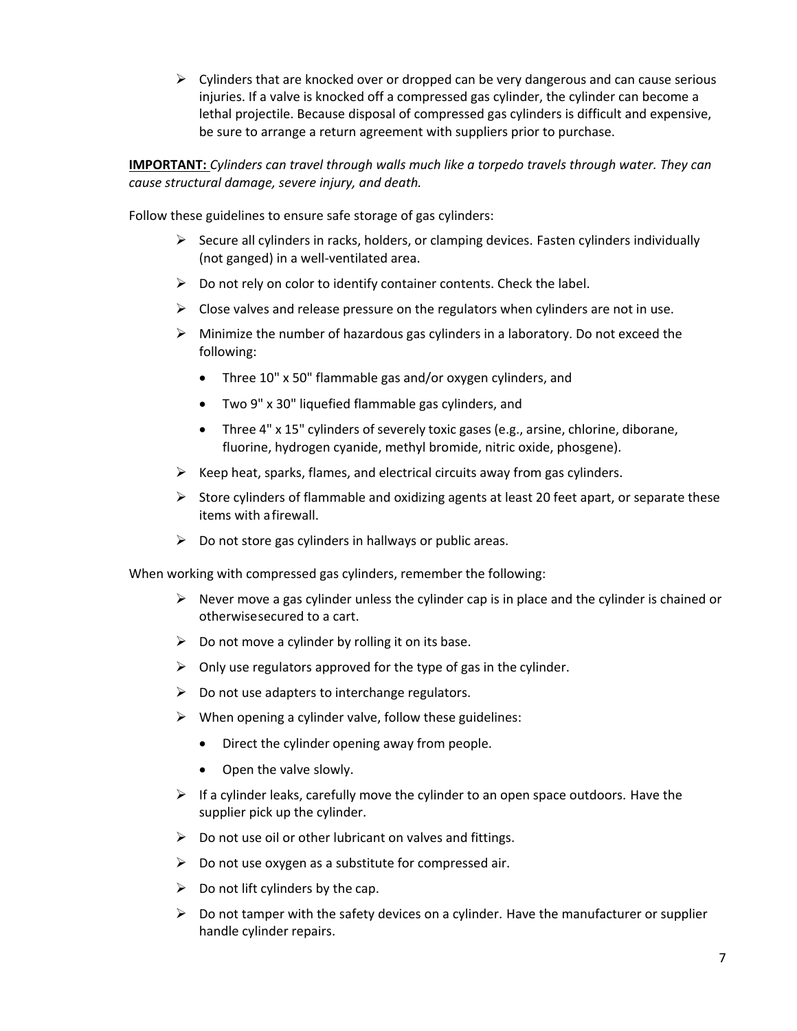- Cylinders that are knocked over or dropped can be very dangerous and can cause serious injuries. If a valve is knocked off a compressed gas cylinder, the cylinder can become a lethal projectile. Because disposal of compressed gas cylinders is difficult and expensive, be sure to arrange a return agreement with suppliers prior to purchase.

**IMPORTANT:** *Cylinders can travel through walls much like a torpedo travels through water. They can cause structural damage, severe injury, and death.*

Follow these guidelines to ensure safe storage of gas cylinders:

- Secure all cylinders in racks, holders, or clamping devices. Fasten cylinders individually (not ganged) in a well-ventilated area.
- Do not rely on color to identify container contents. Check the label.
- Close valves and release pressure on the regulators when cylinders are not in use.
- Minimize the number of hazardous gas cylinders in a laboratory. Do not exceed the following:
    - Three 10" x 50" flammable gas and/or oxygen cylinders, and
    - Two 9" x 30" liquefied flammable gas cylinders, and
    - Three 4" x 15" cylinders of severely toxic gases (e.g., arsine, chlorine, diborane, fluorine, hydrogen cyanide, methyl bromide, nitric oxide, phosgene).
- Keep heat, sparks, flames, and electrical circuits away from gas cylinders.
- Store cylinders of flammable and oxidizing agents at least 20 feet apart, or separate these items with a firewall.
- Do not store gas cylinders in hallways or public areas.

When working with compressed gas cylinders, remember the following:

- Never move a gas cylinder unless the cylinder cap is in place and the cylinder is chained or otherwise secured to a cart.
- Do not move a cylinder by rolling it on its base.
- Only use regulators approved for the type of gas in the cylinder.
- Do not use adapters to interchange regulators.
- When opening a cylinder valve, follow these guidelines:
    - Direct the cylinder opening away from people.
    - Open the valve slowly.
- If a cylinder leaks, carefully move the cylinder to an open space outdoors. Have the supplier pick up the cylinder.
- Do not use oil or other lubricant on valves and fittings.
- Do not use oxygen as a substitute for compressed air.
- Do not lift cylinders by the cap.
- Do not tamper with the safety devices on a cylinder. Have the manufacturer or supplier handle cylinder repairs.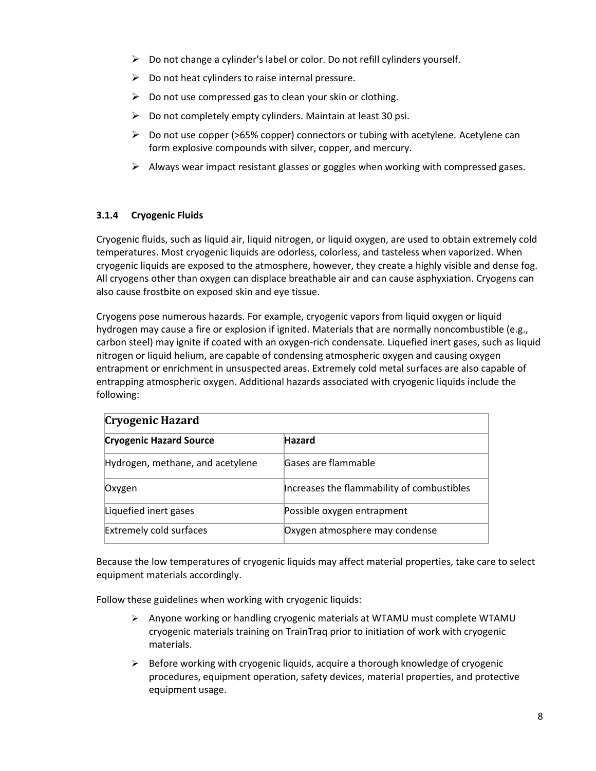- Do not change a cylinder's label or color. Do not refill cylinders yourself.
- Do not heat cylinders to raise internal pressure.
- Do not use compressed gas to clean your skin or clothing.
- Do not completely empty cylinders. Maintain at least 30 psi.
- Do not use copper (>65% copper) connectors or tubing with acetylene. Acetylene can form explosive compounds with silver, copper, and mercury.
- Always wear impact resistant glasses or goggles when working with compressed gases.

### 3.1.4 Cryogenic Fluids

Cryogenic fluids, such as liquid air, liquid nitrogen, or liquid oxygen, are used to obtain extremely cold temperatures. Most cryogenic liquids are odorless, colorless, and tasteless when vaporized. When cryogenic liquids are exposed to the atmosphere, however, they create a highly visible and dense fog. All cryogens other than oxygen can displace breathable air and can cause asphyxiation. Cryogens can also cause frostbite on exposed skin and eye tissue.

Cryogens pose numerous hazards. For example, cryogenic vapors from liquid oxygen or liquid hydrogen may cause a fire or explosion if ignited. Materials that are normally noncombustible (e.g., carbon steel) may ignite if coated with an oxygen-rich condensate. Liquefied inert gases, such as liquid nitrogen or liquid helium, are capable of condensing atmospheric oxygen and causing oxygen entrapment or enrichment in unsuspected areas. Extremely cold metal surfaces are also capable of entrapping atmospheric oxygen. Additional hazards associated with cryogenic liquids include the following:

| **Cryogenic Hazard** | |
|---|---|
| **Cryogenic Hazard Source** | **Hazard** |
| Hydrogen, methane, and acetylene | Gases are flammable |
| Oxygen | Increases the flammability of combustibles |
| Liquefied inert gases | Possible oxygen entrapment |
| Extremely cold surfaces | Oxygen atmosphere may condense |

Because the low temperatures of cryogenic liquids may affect material properties, take care to select equipment materials accordingly.

Follow these guidelines when working with cryogenic liquids:

- Anyone working or handling cryogenic materials at WTAMU must complete WTAMU cryogenic materials training on TrainTraq prior to initiation of work with cryogenic materials.
- Before working with cryogenic liquids, acquire a thorough knowledge of cryogenic procedures, equipment operation, safety devices, material properties, and protective equipment usage.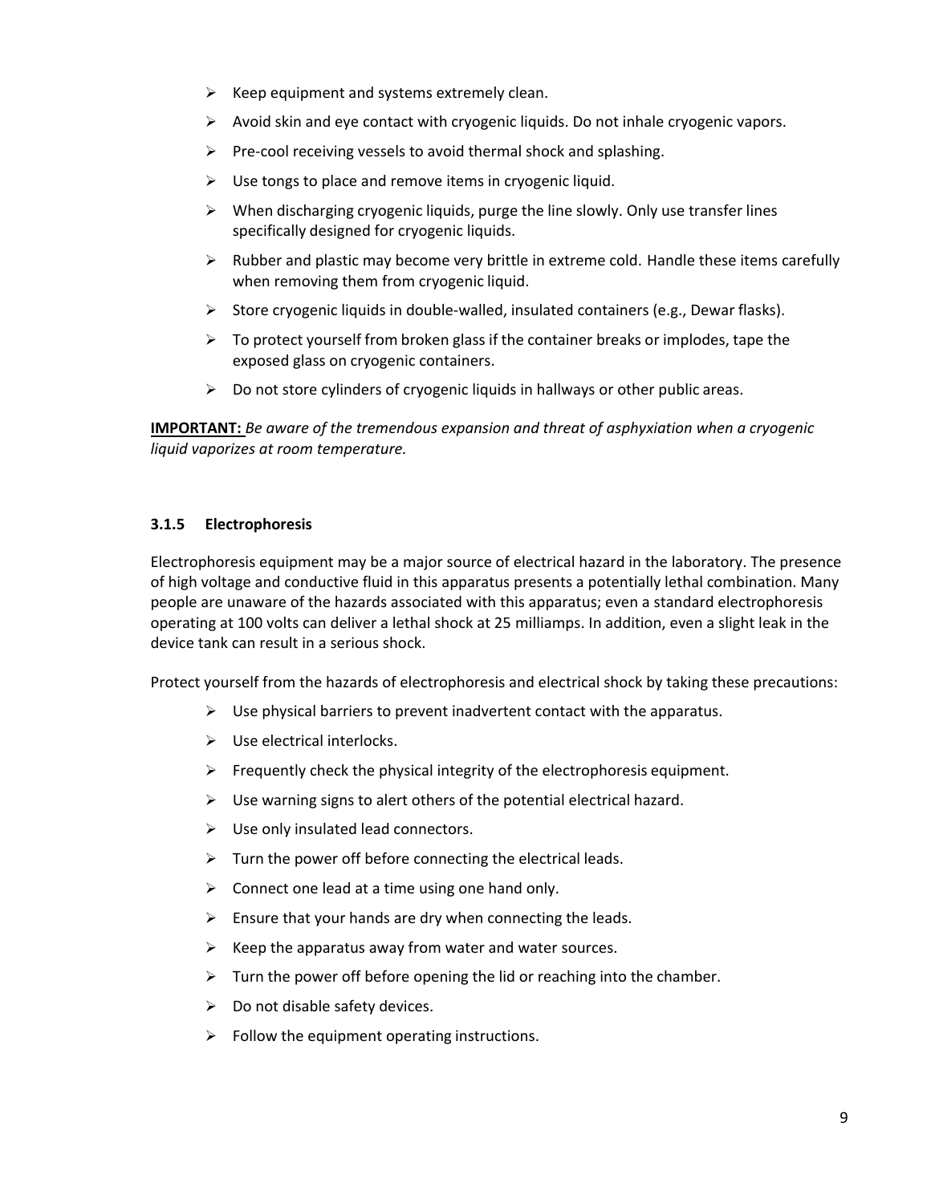- Keep equipment and systems extremely clean.
- Avoid skin and eye contact with cryogenic liquids. Do not inhale cryogenic vapors.
- Pre-cool receiving vessels to avoid thermal shock and splashing.
- Use tongs to place and remove items in cryogenic liquid.
- When discharging cryogenic liquids, purge the line slowly. Only use transfer lines specifically designed for cryogenic liquids.
- Rubber and plastic may become very brittle in extreme cold. Handle these items carefully when removing them from cryogenic liquid.
- Store cryogenic liquids in double-walled, insulated containers (e.g., Dewar flasks).
- To protect yourself from broken glass if the container breaks or implodes, tape the exposed glass on cryogenic containers.
- Do not store cylinders of cryogenic liquids in hallways or other public areas.

**IMPORTANT:** *Be aware of the tremendous expansion and threat of asphyxiation when a cryogenic liquid vaporizes at room temperature.*

### 3.1.5 Electrophoresis

Electrophoresis equipment may be a major source of electrical hazard in the laboratory. The presence of high voltage and conductive fluid in this apparatus presents a potentially lethal combination. Many people are unaware of the hazards associated with this apparatus; even a standard electrophoresis operating at 100 volts can deliver a lethal shock at 25 milliamps. In addition, even a slight leak in the device tank can result in a serious shock.

Protect yourself from the hazards of electrophoresis and electrical shock by taking these precautions:

- Use physical barriers to prevent inadvertent contact with the apparatus.
- Use electrical interlocks.
- Frequently check the physical integrity of the electrophoresis equipment.
- Use warning signs to alert others of the potential electrical hazard.
- Use only insulated lead connectors.
- Turn the power off before connecting the electrical leads.
- Connect one lead at a time using one hand only.
- Ensure that your hands are dry when connecting the leads.
- Keep the apparatus away from water and water sources.
- Turn the power off before opening the lid or reaching into the chamber.
- Do not disable safety devices.
- Follow the equipment operating instructions.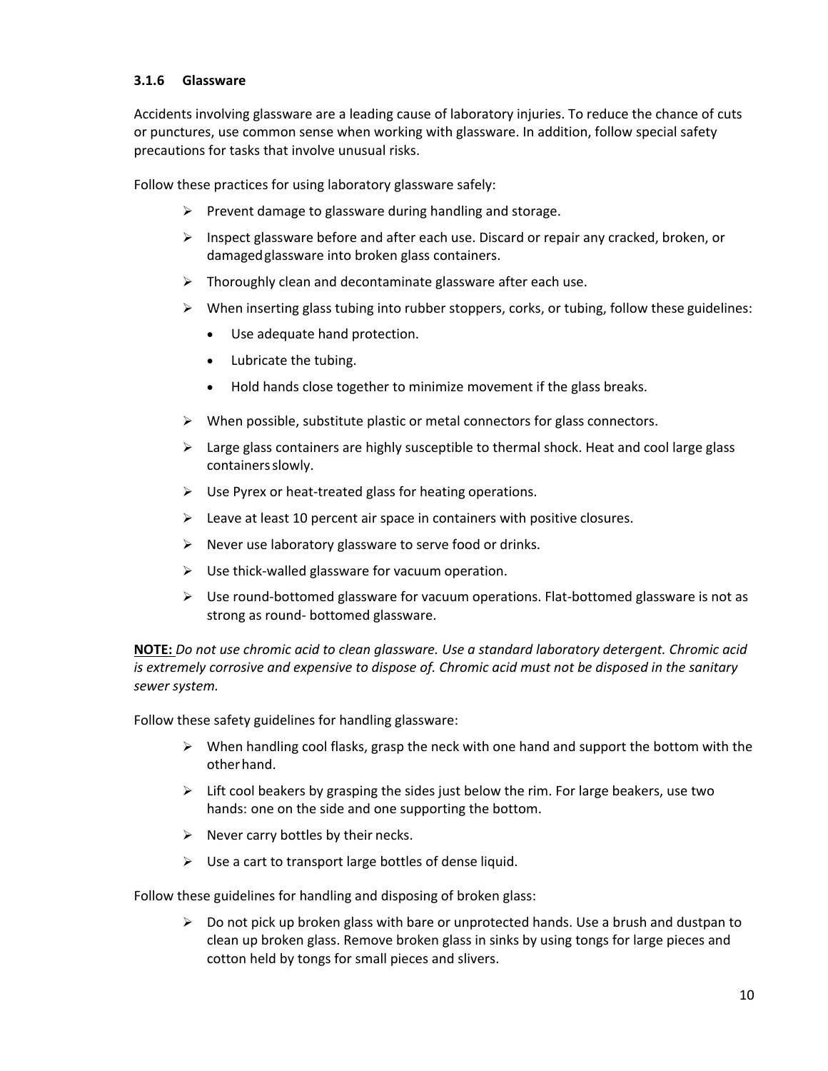### 3.1.6 Glassware

Accidents involving glassware are a leading cause of laboratory injuries. To reduce the chance of cuts or punctures, use common sense when working with glassware. In addition, follow special safety precautions for tasks that involve unusual risks.

Follow these practices for using laboratory glassware safely:

- Prevent damage to glassware during handling and storage.
- Inspect glassware before and after each use. Discard or repair any cracked, broken, or damaged glassware into broken glass containers.
- Thoroughly clean and decontaminate glassware after each use.
- When inserting glass tubing into rubber stoppers, corks, or tubing, follow these guidelines:
  - Use adequate hand protection.
  - Lubricate the tubing.
  - Hold hands close together to minimize movement if the glass breaks.
- When possible, substitute plastic or metal connectors for glass connectors.
- Large glass containers are highly susceptible to thermal shock. Heat and cool large glass containers slowly.
- Use Pyrex or heat-treated glass for heating operations.
- Leave at least 10 percent air space in containers with positive closures.
- Never use laboratory glassware to serve food or drinks.
- Use thick-walled glassware for vacuum operation.
- Use round-bottomed glassware for vacuum operations. Flat-bottomed glassware is not as strong as round- bottomed glassware.

**NOTE:** *Do not use chromic acid to clean glassware. Use a standard laboratory detergent. Chromic acid is extremely corrosive and expensive to dispose of. Chromic acid must not be disposed in the sanitary sewer system.*

Follow these safety guidelines for handling glassware:

- When handling cool flasks, grasp the neck with one hand and support the bottom with the other hand.
- Lift cool beakers by grasping the sides just below the rim. For large beakers, use two hands: one on the side and one supporting the bottom.
- Never carry bottles by their necks.
- Use a cart to transport large bottles of dense liquid.

Follow these guidelines for handling and disposing of broken glass:

- Do not pick up broken glass with bare or unprotected hands. Use a brush and dustpan to clean up broken glass. Remove broken glass in sinks by using tongs for large pieces and cotton held by tongs for small pieces and slivers.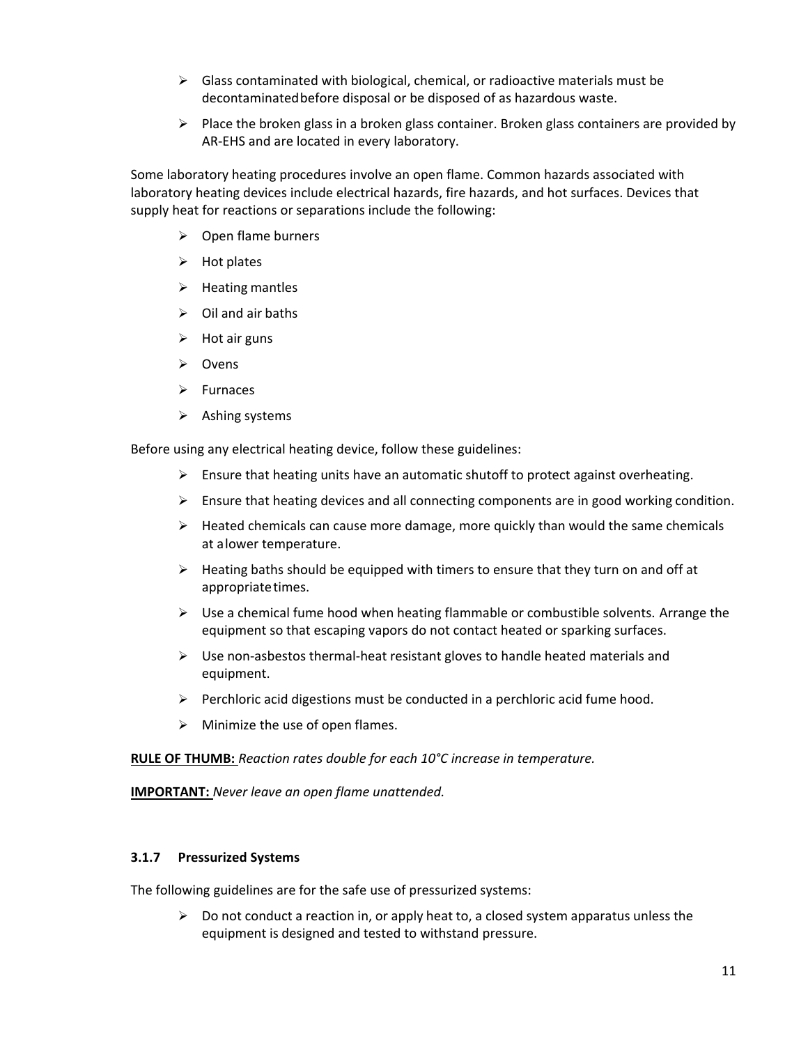- Glass contaminated with biological, chemical, or radioactive materials must be decontaminated before disposal or be disposed of as hazardous waste.
- Place the broken glass in a broken glass container. Broken glass containers are provided by AR-EHS and are located in every laboratory.

Some laboratory heating procedures involve an open flame. Common hazards associated with laboratory heating devices include electrical hazards, fire hazards, and hot surfaces. Devices that supply heat for reactions or separations include the following:

- Open flame burners
- Hot plates
- Heating mantles
- Oil and air baths
- Hot air guns
- Ovens
- Furnaces
- Ashing systems

Before using any electrical heating device, follow these guidelines:

- Ensure that heating units have an automatic shutoff to protect against overheating.
- Ensure that heating devices and all connecting components are in good working condition.
- Heated chemicals can cause more damage, more quickly than would the same chemicals at a lower temperature.
- Heating baths should be equipped with timers to ensure that they turn on and off at appropriate times.
- Use a chemical fume hood when heating flammable or combustible solvents. Arrange the equipment so that escaping vapors do not contact heated or sparking surfaces.
- Use non-asbestos thermal-heat resistant gloves to handle heated materials and equipment.
- Perchloric acid digestions must be conducted in a perchloric acid fume hood.
- Minimize the use of open flames.

**RULE OF THUMB:** *Reaction rates double for each 10°C increase in temperature.*

**IMPORTANT:** *Never leave an open flame unattended.*

### 3.1.7 Pressurized Systems

The following guidelines are for the safe use of pressurized systems:

- Do not conduct a reaction in, or apply heat to, a closed system apparatus unless the equipment is designed and tested to withstand pressure.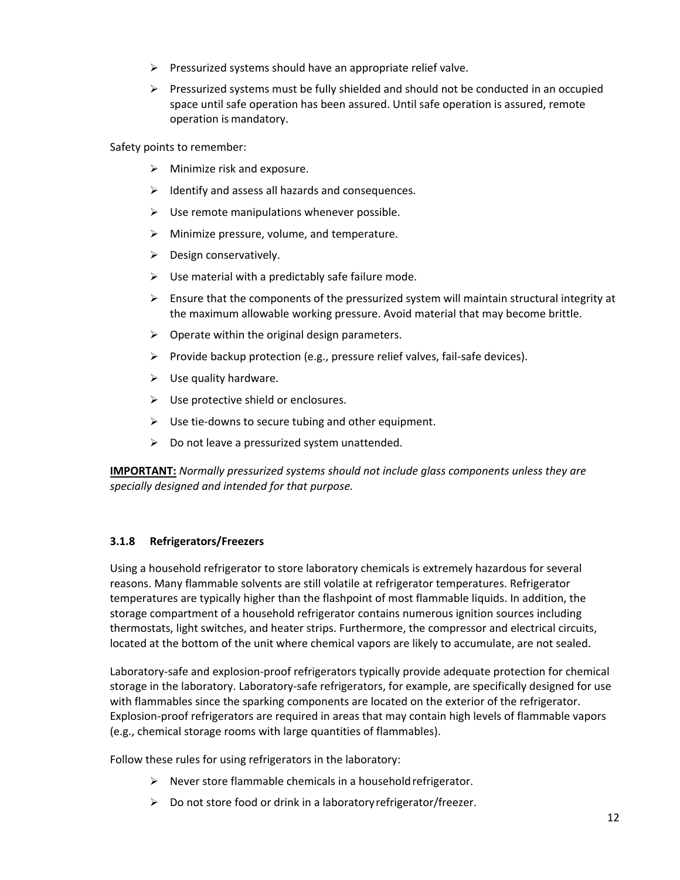- Pressurized systems should have an appropriate relief valve.
- Pressurized systems must be fully shielded and should not be conducted in an occupied space until safe operation has been assured. Until safe operation is assured, remote operation is mandatory.

Safety points to remember:

- Minimize risk and exposure.
- Identify and assess all hazards and consequences.
- Use remote manipulations whenever possible.
- Minimize pressure, volume, and temperature.
- Design conservatively.
- Use material with a predictably safe failure mode.
- Ensure that the components of the pressurized system will maintain structural integrity at the maximum allowable working pressure. Avoid material that may become brittle.
- Operate within the original design parameters.
- Provide backup protection (e.g., pressure relief valves, fail-safe devices).
- Use quality hardware.
- Use protective shield or enclosures.
- Use tie-downs to secure tubing and other equipment.
- Do not leave a pressurized system unattended.

**IMPORTANT:** *Normally pressurized systems should not include glass components unless they are specially designed and intended for that purpose.*

### 3.1.8 Refrigerators/Freezers

Using a household refrigerator to store laboratory chemicals is extremely hazardous for several reasons. Many flammable solvents are still volatile at refrigerator temperatures. Refrigerator temperatures are typically higher than the flashpoint of most flammable liquids. In addition, the storage compartment of a household refrigerator contains numerous ignition sources including thermostats, light switches, and heater strips. Furthermore, the compressor and electrical circuits, located at the bottom of the unit where chemical vapors are likely to accumulate, are not sealed.

Laboratory-safe and explosion-proof refrigerators typically provide adequate protection for chemical storage in the laboratory. Laboratory-safe refrigerators, for example, are specifically designed for use with flammables since the sparking components are located on the exterior of the refrigerator. Explosion-proof refrigerators are required in areas that may contain high levels of flammable vapors (e.g., chemical storage rooms with large quantities of flammables).

Follow these rules for using refrigerators in the laboratory:

- Never store flammable chemicals in a household refrigerator.
- Do not store food or drink in a laboratory refrigerator/freezer.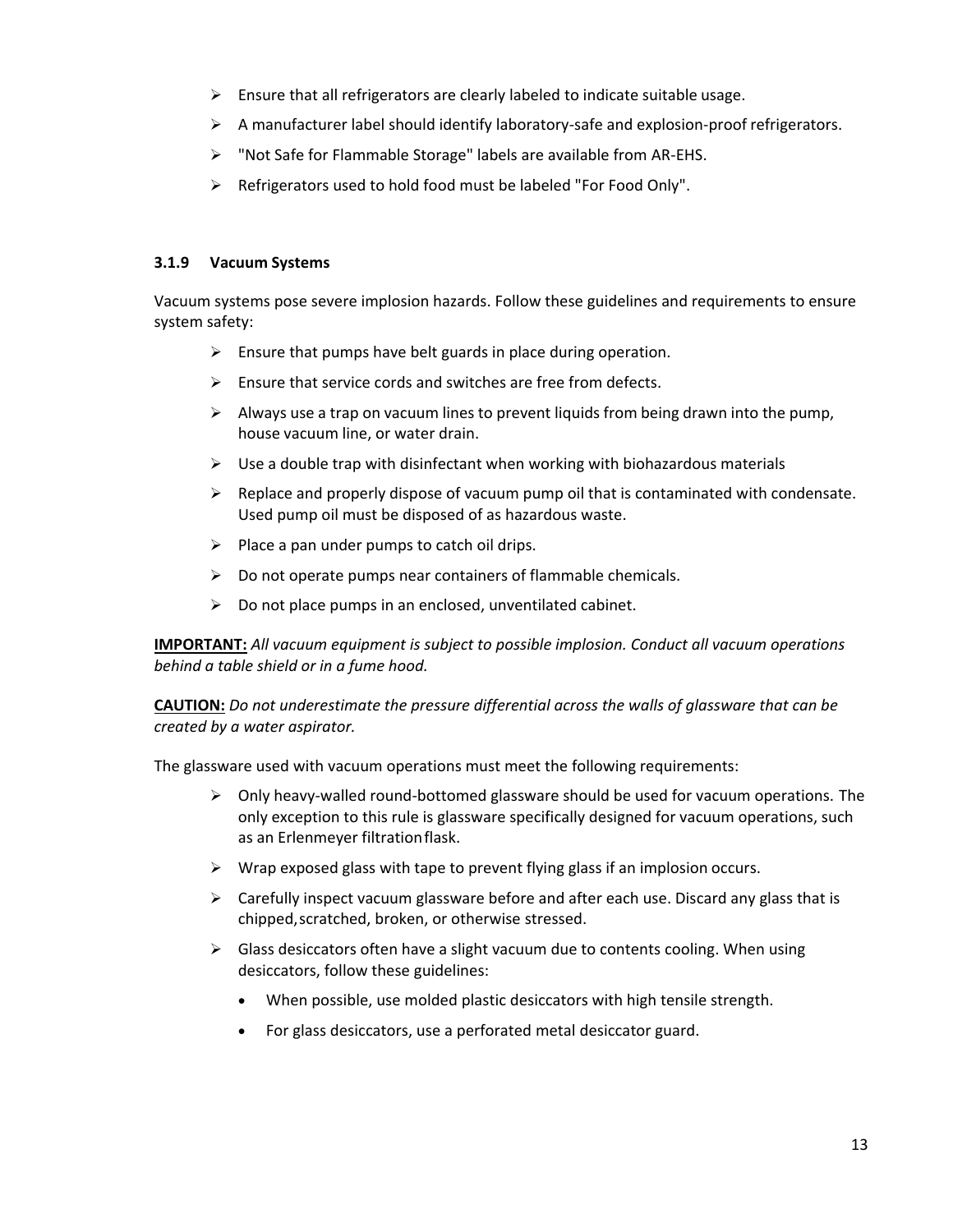- Ensure that all refrigerators are clearly labeled to indicate suitable usage.
- A manufacturer label should identify laboratory-safe and explosion-proof refrigerators.
- "Not Safe for Flammable Storage" labels are available from AR-EHS.
- Refrigerators used to hold food must be labeled "For Food Only".

### 3.1.9 Vacuum Systems

Vacuum systems pose severe implosion hazards. Follow these guidelines and requirements to ensure system safety:

- Ensure that pumps have belt guards in place during operation.
- Ensure that service cords and switches are free from defects.
- Always use a trap on vacuum lines to prevent liquids from being drawn into the pump, house vacuum line, or water drain.
- Use a double trap with disinfectant when working with biohazardous materials
- Replace and properly dispose of vacuum pump oil that is contaminated with condensate. Used pump oil must be disposed of as hazardous waste.
- Place a pan under pumps to catch oil drips.
- Do not operate pumps near containers of flammable chemicals.
- Do not place pumps in an enclosed, unventilated cabinet.

**IMPORTANT:** *All vacuum equipment is subject to possible implosion. Conduct all vacuum operations behind a table shield or in a fume hood.*

**CAUTION:** *Do not underestimate the pressure differential across the walls of glassware that can be created by a water aspirator.*

The glassware used with vacuum operations must meet the following requirements:

- Only heavy-walled round-bottomed glassware should be used for vacuum operations. The only exception to this rule is glassware specifically designed for vacuum operations, such as an Erlenmeyer filtration flask.
- Wrap exposed glass with tape to prevent flying glass if an implosion occurs.
- Carefully inspect vacuum glassware before and after each use. Discard any glass that is chipped, scratched, broken, or otherwise stressed.
- Glass desiccators often have a slight vacuum due to contents cooling. When using desiccators, follow these guidelines:
  - When possible, use molded plastic desiccators with high tensile strength.
  - For glass desiccators, use a perforated metal desiccator guard.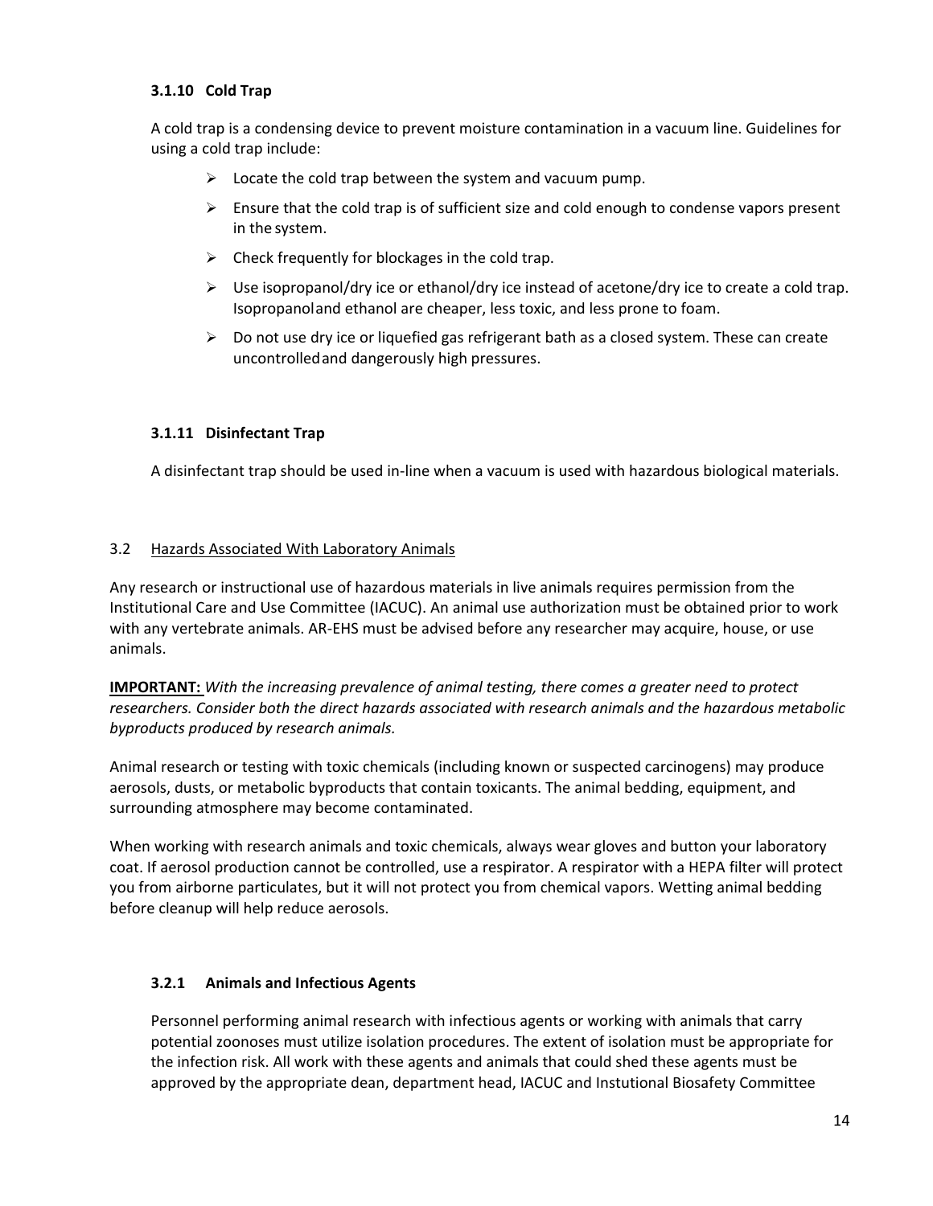### 3.1.10 Cold Trap

A cold trap is a condensing device to prevent moisture contamination in a vacuum line. Guidelines for using a cold trap include:

- Locate the cold trap between the system and vacuum pump.
- Ensure that the cold trap is of sufficient size and cold enough to condense vapors present in the system.
- Check frequently for blockages in the cold trap.
- Use isopropanol/dry ice or ethanol/dry ice instead of acetone/dry ice to create a cold trap. Isopropanol and ethanol are cheaper, less toxic, and less prone to foam.
- Do not use dry ice or liquefied gas refrigerant bath as a closed system. These can create uncontrolled and dangerously high pressures.

### 3.1.11 Disinfectant Trap

A disinfectant trap should be used in-line when a vacuum is used with hazardous biological materials.

## 3.2 Hazards Associated With Laboratory Animals

Any research or instructional use of hazardous materials in live animals requires permission from the Institutional Care and Use Committee (IACUC). An animal use authorization must be obtained prior to work with any vertebrate animals. AR-EHS must be advised before any researcher may acquire, house, or use animals.

**IMPORTANT:** *With the increasing prevalence of animal testing, there comes a greater need to protect researchers. Consider both the direct hazards associated with research animals and the hazardous metabolic byproducts produced by research animals.*

Animal research or testing with toxic chemicals (including known or suspected carcinogens) may produce aerosols, dusts, or metabolic byproducts that contain toxicants. The animal bedding, equipment, and surrounding atmosphere may become contaminated.

When working with research animals and toxic chemicals, always wear gloves and button your laboratory coat. If aerosol production cannot be controlled, use a respirator. A respirator with a HEPA filter will protect you from airborne particulates, but it will not protect you from chemical vapors. Wetting animal bedding before cleanup will help reduce aerosols.

### 3.2.1 Animals and Infectious Agents

Personnel performing animal research with infectious agents or working with animals that carry potential zoonoses must utilize isolation procedures. The extent of isolation must be appropriate for the infection risk. All work with these agents and animals that could shed these agents must be approved by the appropriate dean, department head, IACUC and Instutional Biosafety Committee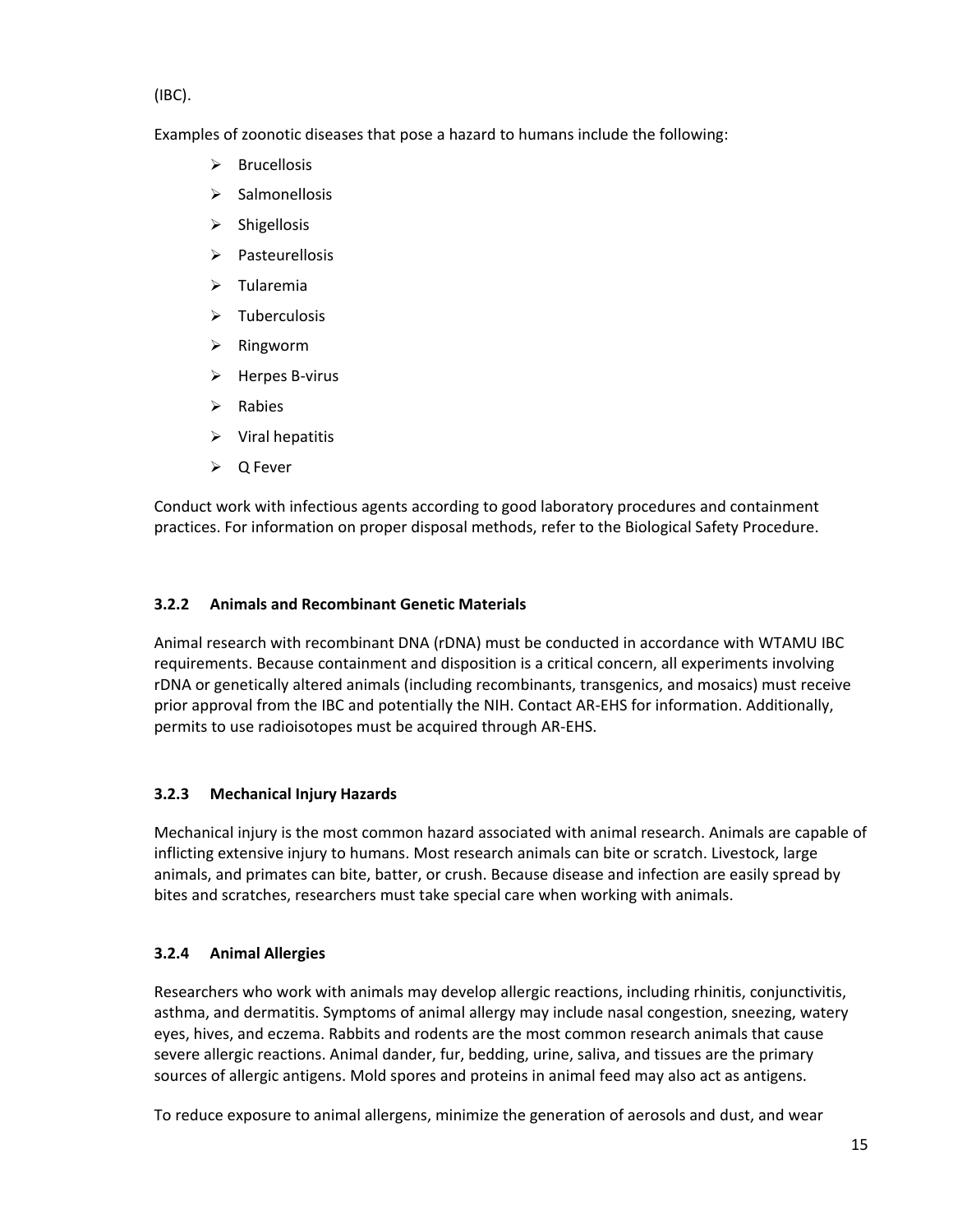(IBC).

Examples of zoonotic diseases that pose a hazard to humans include the following:

- Brucellosis
- Salmonellosis
- Shigellosis
- Pasteurellosis
- Tularemia
- Tuberculosis
- Ringworm
- Herpes B-virus
- Rabies
- Viral hepatitis
- Q Fever

Conduct work with infectious agents according to good laboratory procedures and containment practices. For information on proper disposal methods, refer to the Biological Safety Procedure.

### 3.2.2 Animals and Recombinant Genetic Materials

Animal research with recombinant DNA (rDNA) must be conducted in accordance with WTAMU IBC requirements. Because containment and disposition is a critical concern, all experiments involving rDNA or genetically altered animals (including recombinants, transgenics, and mosaics) must receive prior approval from the IBC and potentially the NIH. Contact AR-EHS for information. Additionally, permits to use radioisotopes must be acquired through AR-EHS.

### 3.2.3 Mechanical Injury Hazards

Mechanical injury is the most common hazard associated with animal research. Animals are capable of inflicting extensive injury to humans. Most research animals can bite or scratch. Livestock, large animals, and primates can bite, batter, or crush. Because disease and infection are easily spread by bites and scratches, researchers must take special care when working with animals.

### 3.2.4 Animal Allergies

Researchers who work with animals may develop allergic reactions, including rhinitis, conjunctivitis, asthma, and dermatitis. Symptoms of animal allergy may include nasal congestion, sneezing, watery eyes, hives, and eczema. Rabbits and rodents are the most common research animals that cause severe allergic reactions. Animal dander, fur, bedding, urine, saliva, and tissues are the primary sources of allergic antigens. Mold spores and proteins in animal feed may also act as antigens.

To reduce exposure to animal allergens, minimize the generation of aerosols and dust, and wear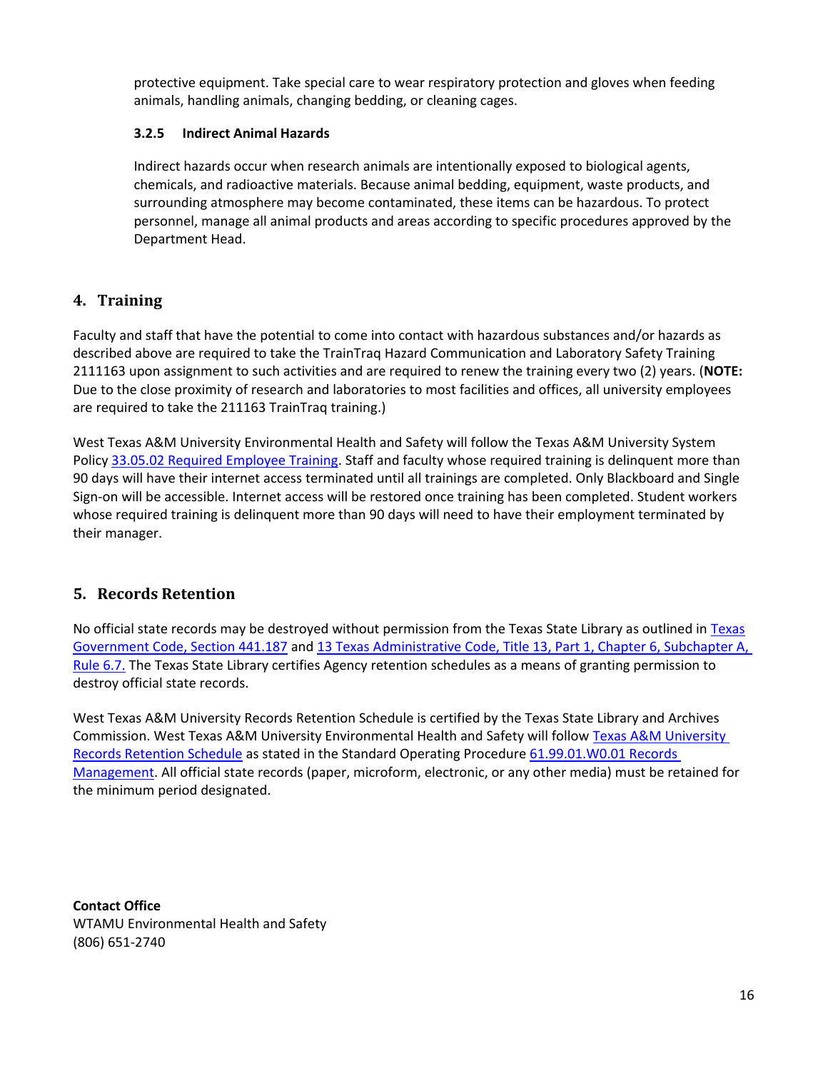protective equipment. Take special care to wear respiratory protection and gloves when feeding animals, handling animals, changing bedding, or cleaning cages.

### 3.2.5 Indirect Animal Hazards

Indirect hazards occur when research animals are intentionally exposed to biological agents, chemicals, and radioactive materials. Because animal bedding, equipment, waste products, and surrounding atmosphere may become contaminated, these items can be hazardous. To protect personnel, manage all animal products and areas according to specific procedures approved by the Department Head.

## 4. Training

Faculty and staff that have the potential to come into contact with hazardous substances and/or hazards as described above are required to take the TrainTraq Hazard Communication and Laboratory Safety Training 2111163 upon assignment to such activities and are required to renew the training every two (2) years. (**NOTE:** Due to the close proximity of research and laboratories to most facilities and offices, all university employees are required to take the 211163 TrainTraq training.)

West Texas A&M University Environmental Health and Safety will follow the Texas A&M University System Policy [33.05.02 Required Employee Training](). Staff and faculty whose required training is delinquent more than 90 days will have their internet access terminated until all trainings are completed. Only Blackboard and Single Sign-on will be accessible. Internet access will be restored once training has been completed. Student workers whose required training is delinquent more than 90 days will need to have their employment terminated by their manager.

## 5. Records Retention

No official state records may be destroyed without permission from the Texas State Library as outlined in [Texas Government Code, Section 441.187]() and [13 Texas Administrative Code, Title 13, Part 1, Chapter 6, Subchapter A, Rule 6.7.]() The Texas State Library certifies Agency retention schedules as a means of granting permission to destroy official state records.

West Texas A&M University Records Retention Schedule is certified by the Texas State Library and Archives Commission. West Texas A&M University Environmental Health and Safety will follow [Texas A&M University Records Retention Schedule]() as stated in the Standard Operating Procedure [61.99.01.W0.01 Records Management](). All official state records (paper, microform, electronic, or any other media) must be retained for the minimum period designated.

**Contact Office**
WTAMU Environmental Health and Safety
(806) 651-2740